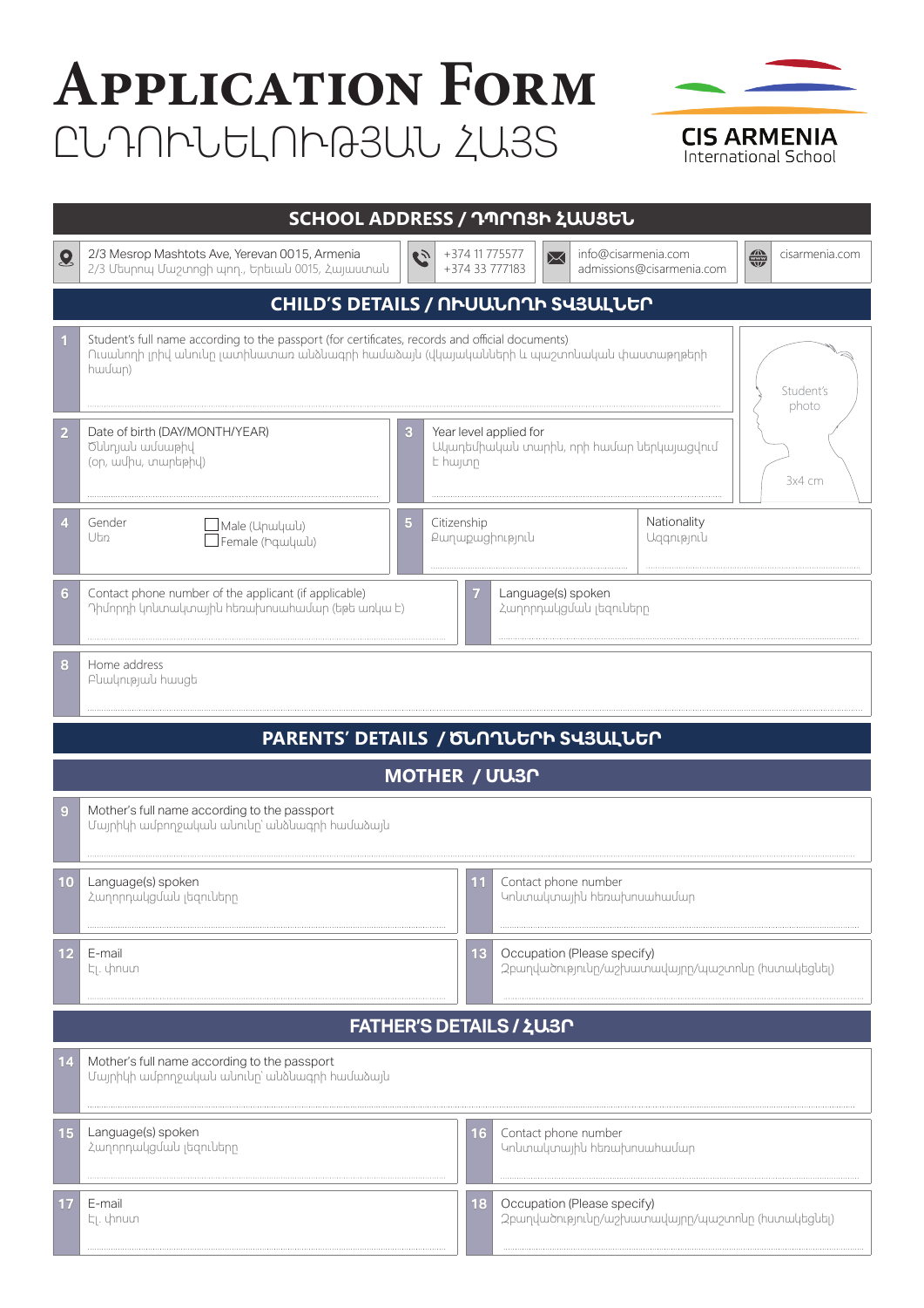# Application Form
# ԸՆԴՈՒՆԵԼՈՒԹՅԱՆ ՀԱՅՏ

**CIS ARMENIA**
International School

## SCHOOL ADDRESS / ԴՊՐՈՑԻ ՀԱՍՑԵՆ

2/3 Mesrop Mashtots Ave, Yerevan 0015, Armenia
2/3 Մեսրոպ Մաշտոցի պող., Երեւան 0015, Հայաստան

+374 11 775577
+374 33 777183

info@cisarmenia.com
admissions@cisarmenia.com

cisarmenia.com

## CHILD'S DETAILS / ՈՒՍԱՆՈՂԻ ՏՎՅԱԼՆԵՐ

1. Student's full name according to the passport (for certificates, records and official documents)
Ուսանողի լրիվ անունը լատինատառ անձնագրի համաձայն (վկայականների և պաշտոնական փաստաթղթերի համար)

Student's photo
3x4 cm

2. Date of birth (DAY/MONTH/YEAR)
Ծննդյան ամսաթիվ
(օր, ամիս, տարեթիվ)

3. Year level applied for
Ակադեմիական տարին, որի համար ներկայացվում է հայտը

4. Gender
Սեռ
☐ Male (Արական)
☐ Female (Իգական)

5. Citizenship
Քաղաքացիություն

Nationality
Ազգություն

6. Contact phone number of the applicant (if applicable)
Դիմորդի կոնտակտային հեռախոսահամար (եթե առկա է)

7. Language(s) spoken
Հաղորդակցման լեզուները

8. Home address
Բնակության հասցե

## PARENTS' DETAILS / ԾՆՈՂՆԵՐԻ ՏՎՅԱԼՆԵՐ

### MOTHER / ՄԱՅՐ

9. Mother's full name according to the passport
Մայրիկի ամբողջական անունը՝ անձնագրի համաձայն

10. Language(s) spoken
Հաղորդակցման լեզուները

11. Contact phone number
Կոնտակտային հեռախոսահամար

12. E-mail
Էլ. փոստ

13. Occupation (Please specify)
Զբաղվածությունը/աշխատավայրը/պաշտոնը (հստակեցնել)

### FATHER'S DETAILS / ՀԱՅՐ

14. Mother's full name according to the passport
Մայրիկի ամբողջական անունը՝ անձնագրի համաձայն

15. Language(s) spoken
Հաղորդակցման լեզուները

16. Contact phone number
Կոնտակտային հեռախոսահամար

17. E-mail
Էլ. փոստ

18. Occupation (Please specify)
Զբաղվածությունը/աշխատավայրը/պաշտոնը (հստակեցնել)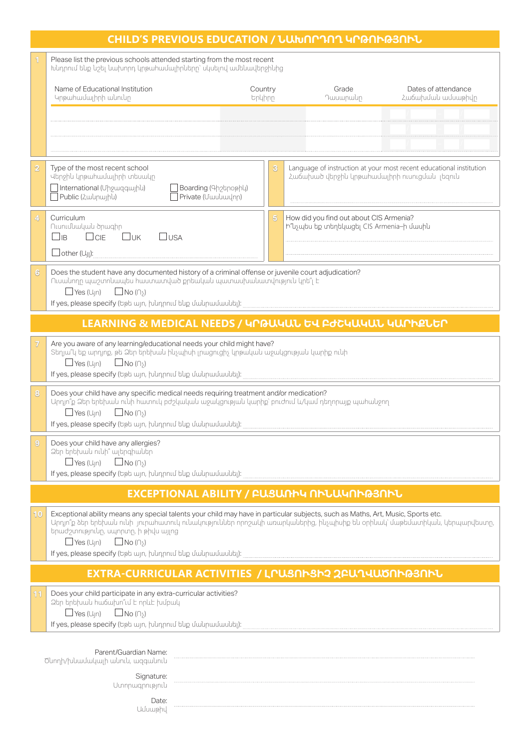## CHILD'S PREVIOUS EDUCATION / ՆԱԽՈՐԴՈՂ ԿՐԹՈՒԹՅՈՒՆ

**1** Please list the previous schools attended starting from the most recent
Խնդրում ենք նշել նախորդ կրթահամալիրները՝ սկսելով ամենավերջինից

| Name of Educational Institution Կրթահամալիրի անունը | Country Երկիրը | Grade Դասարանը | Dates of attendance Հաճախման ամսաթիվը |
|---|---|---|---|
| | | | |
| | | | |
| | | | |

**2** Type of the most recent school
Վերջին կրթահամալիրի տեսակը

☐ International (Միջազգային) ☐ Boarding (Գիշերօթիկ)
☐ Public (Հանրային) ☐ Private (Մասնավոր)

**3** Language of instruction at your most recent educational institution
Հաճախած վերջին կրթահամալիրի ուսուցման լեզուն

**4** Curriculum
Ուսումնական ծրագիր

☐ IB ☐ CIE ☐ UK ☐ USA

☐ other (Այլ):

**5** How did you find out about CIS Armenia?
Ինչպես եք տեղեկացել CIS Armenia–ի մասին

**6** Does the student have any documented history of a criminal offense or juvenile court adjudication?
Ուսանողը պաշտոնապես հաստատված քրեական պատասխանատվություն կրե՞լ է

☐ Yes (Այո) ☐ No (Ոչ)

If yes, please specify (Եթե այո, խնդրում ենք մանրամասնել):

## LEARNING & MEDICAL NEEDS / ԿՐԹԱԿԱՆ ԵՎ ԲԺՇԿԱԿԱՆ ԿԱՐԻՔՆԵՐ

**7** Are you aware of any learning/educational needs your child might have?
Տեղյա՞կ եք արդյոք, թե Ձեր երեխան ինչպիսի լրացուցիչ կրթական աջակցության կարիք ունի

☐ Yes (Այո) ☐ No (Ոչ)

If yes, please specify (Եթե այո, խնդրում ենք մանրամասնել):

**8** Does your child have any specific medical needs requiring treatment and/or medication?
Արդյո՞ք Ձեր երեխան ունի հատուկ բժշկական աջակցության կարիք՝ բուժում և/կամ դեղորայք պահանջող

☐ Yes (Այո) ☐ No (Ոչ)

If yes, please specify (Եթե այո, խնդրում ենք մանրամասնել):

**9** Does your child have any allergies?
Ձեր երեխան ունի՞ ալերգիաներ

☐ Yes (Այո) ☐ No (Ոչ)

If yes, please specify (Եթե այո, խնդրում ենք մանրամասնել):

## EXCEPTIONAL ABILITY / ԲԱՑԱՌԻԿ ՈՒՆԱԿՈՒԹՅՈՒՆ

**10** Exceptional ability means any special talents your child may have in particular subjects, such as Maths, Art, Music, Sports etc.
Արդյո՞ք ձեր երեխան ունի յուրահատուկ ունակություններ որոշակի առարկաներից, ինչպիսիք են օրինակ՝ մաթեմատիկան, կերպարվեստը, երաժշտությունը, սպորտը, ի թիվս այլոց

☐ Yes (Այո) ☐ No (Ոչ)

If yes, please specify (Եթե այո, խնդրում ենք մանրամասնել):

## EXTRA-CURRICULAR ACTIVITIES / ԼՐԱՑՈՒՑԻՉ ԶԲԱՂՎԱԾՈՒԹՅՈՒՆ

**11** Does your child participate in any extra-curricular activities?
Ձեր երեխան հաճախո՞ւմ է որևէ խմբակ

☐ Yes (Այո) ☐ No (Ոչ)

If yes, please specify (Եթե այո, խնդրում ենք մանրամասնել):

Parent/Guardian Name:
Ծնողի/խնամակալի անուն, ազգանուն

Signature:
Ստորագրություն

Date:
Ամսաթիվ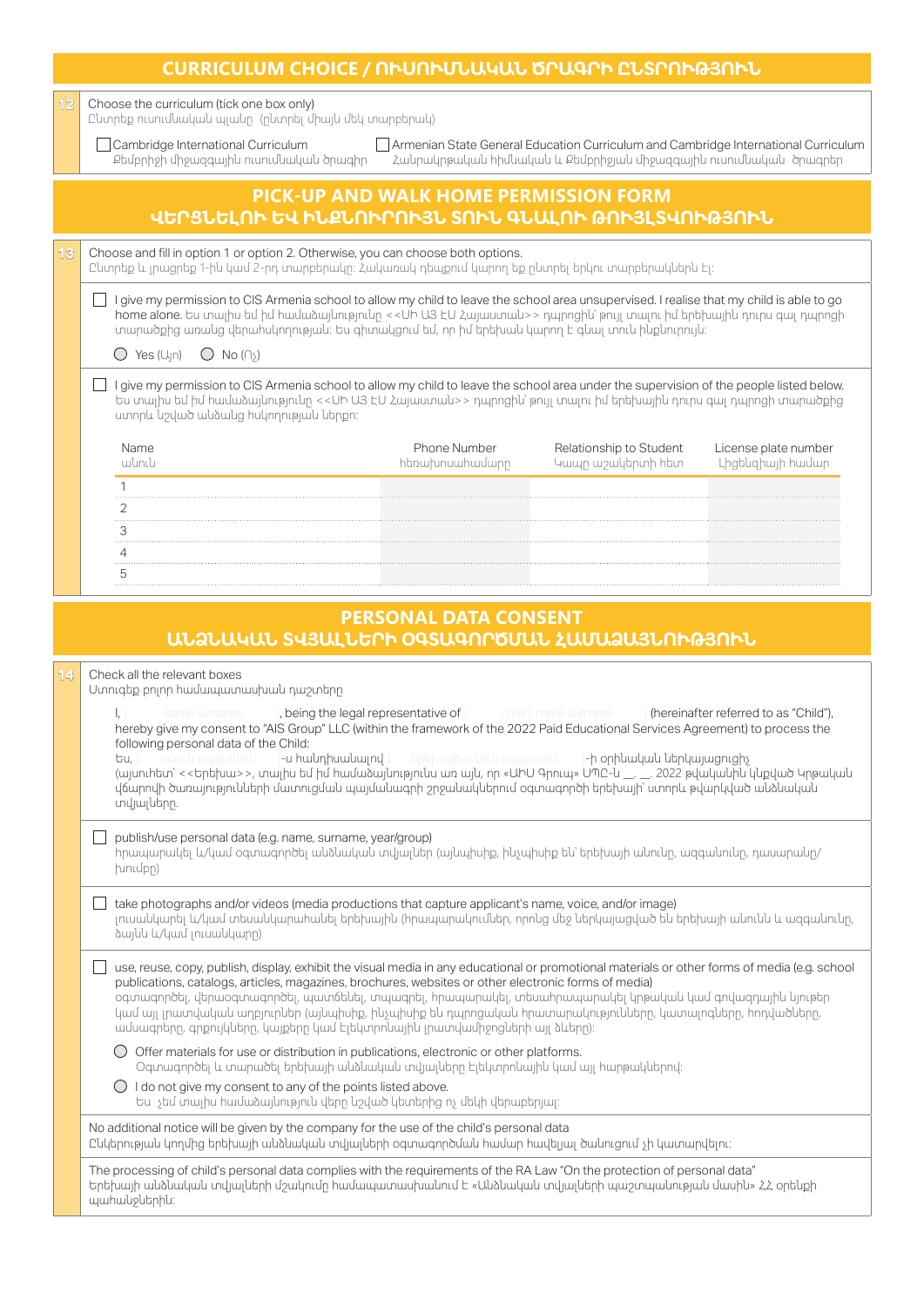## CURRICULUM CHOICE / ՈՒՍՈՒՄՆԱԿԱՆ ԾՐԱԳՐԻ ԸՆՏՐՈՒԹՅՈՒՆ

**12** Choose the curriculum (tick one box only)
Ընտրեք ուսումնական պլանը (ընտրել միայն մեկ տարբերակ)

☐ Cambridge International Curriculum
Քեմբրիջի միջազգային ուսումնական ծրագիր

☐ Armenian State General Education Curriculum and Cambridge International Curriculum
Հանրակրթական հիմնական և Քեմբրիջյան միջազգային ուսումնական ծրագրեր

## PICK-UP AND WALK HOME PERMISSION FORM
## ՎԵՐՑՆԵԼՈՒ ԵՎ ԻՆՔՆՈՒՐՈՒՅՆ ՏՈՒՆ ԳՆԱԼՈՒ ԹՈՒՅԼՏՎՈՒԹՅՈՒՆ

**13** Choose and fill in option 1 or option 2. Otherwise, you can choose both options.
Ընտրեք և լրացրեք 1-ին կամ 2-րդ տարբերակը: Հակառակ դեպքում կարող եք ընտրել երկու տարբերակներն էլ:

☐ I give my permission to CIS Armenia school to allow my child to leave the school area unsupervised. I realise that my child is able to go home alone. Ես տալիս եմ իմ համաձայնությունը <<ՍԻ ԱՅ ԷՍ Հայաստան>> դպրոցին՝ թույլ տալու իմ երեխային դուրս գալ դպրոցի տարածքից առանց վերահսկողության: Ես գիտակցում եմ, որ իմ երեխան կարող է գնալ տուն ինքնուրույն:

◯ Yes (Այո) ◯ No (Ոչ)

☐ I give my permission to CIS Armenia school to allow my child to leave the school area under the supervision of the people listed below. Ես տալիս եմ իմ համաձայնությունը <<ՍԻ ԱՅ ԷՍ Հայաստան>> դպրոցին՝ թույլ տալու իմ երեխային դուրս գալ դպրոցի տարածքից ստորև նշված անձանց հսկողության ներքո:

| Name / անուն | Phone Number / հեռախոսահամարը | Relationship to Student / Կապը աշակերտի հետ | License plate number / Լիցենզիայի համար |
|---|---|---|---|
| 1 | | | |
| 2 | | | |
| 3 | | | |
| 4 | | | |
| 5 | | | |

## PERSONAL DATA CONSENT
## ԱՆՁՆԱԿԱՆ ՏՎՅԱԼՆԵՐԻ ՕԳՏԱԳՈՐԾՄԱՆ ՀԱՄԱՁԱՅՆՈՒԹՅՈՒՆ

**14** Check all the relevant boxes
Ստուգեք բոլոր համապատասխան դաշտերը

I, [ name surname ], being the legal representative of [ child's name surname ] (hereinafter referred to as "Child"), hereby give my consent to "AIS Group" LLC (within the framework of the 2022 Paid Educational Services Agreement) to process the following personal data of the Child:
Ես, [ անուն ազգանուն ]-ս հանդիսանալով [ երեխայի անուն ազգանուն ]-ի օրինական ներկայացուցիչ (այսուհետ՝ <<Երեխա>>, տալիս եմ իմ համաձայնությունն առ այն, որ «ԱԻՍ Գրուպ» ՍՊԸ-ն __. __. 2022 թվականին կնքված Կրթական վճարովի ծառայությունների մատուցման պայմանագրի շրջանակներում օգտագործի երեխայի՝ ստորև թվարկված անձնական տվյալները.

☐ publish/use personal data (e.g. name, surname, year/group)
հրապարակել և/կամ օգտագործել անձնական տվյալներ (այնպիսիք, ինչպիսիք են՝ երեխայի անունը, ազգանունը, դասարանը/խումբը)

☐ take photographs and/or videos (media productions that capture applicant's name, voice, and/or image)
լուսանկարել և/կամ տեսանկարահանել երեխային (հրապարակումներ, որոնց մեջ ներկայացված են երեխայի անունն և ազգանունը, ձայնն և/կամ լուսանկարը)

☐ use, reuse, copy, publish, display, exhibit the visual media in any educational or promotional materials or other forms of media (e.g. school publications, catalogs, articles, magazines, brochures, websites or other electronic forms of media)
օգտագործել, վերաօգտագործել, պատճենել, տպագրել, հրապարակել, տեսահրապարակել կրթական կամ գովազդային նյութեր կամ այլ լրատվական աղբյուրներ (այնպիսիք, ինչպիսիք են դպրոցական հրատարակությունները, կատալոգները, հոդվածները, ամսագրերը, գրքույկները, կայքերը կամ էլեկտրոնային լրատվամիջոցների այլ ձևերը):

◯ Offer materials for use or distribution in publications, electronic or other platforms.
Օգտագործել և տարածել երեխայի անձնական տվյալները էլեկտրոնային կամ այլ հարթակներով:

◯ I do not give my consent to any of the points listed above.
Ես չեմ տալիս համաձայնություն վերը նշված կետերից ոչ մեկի վերաբերյալ:

No additional notice will be given by the company for the use of the child's personal data
Ընկերության կողմից երեխայի անձնական տվյալների օգտագործման համար հավելյալ ծանուցում չի կատարվելու:

The processing of child's personal data complies with the requirements of the RA Law "On the protection of personal data"
Երեխայի անձնական տվյալների մշակումը համապատասխանում է «Անձնական տվյալների պաշտպանության մասին» ՀՀ օրենքի պահանջներին: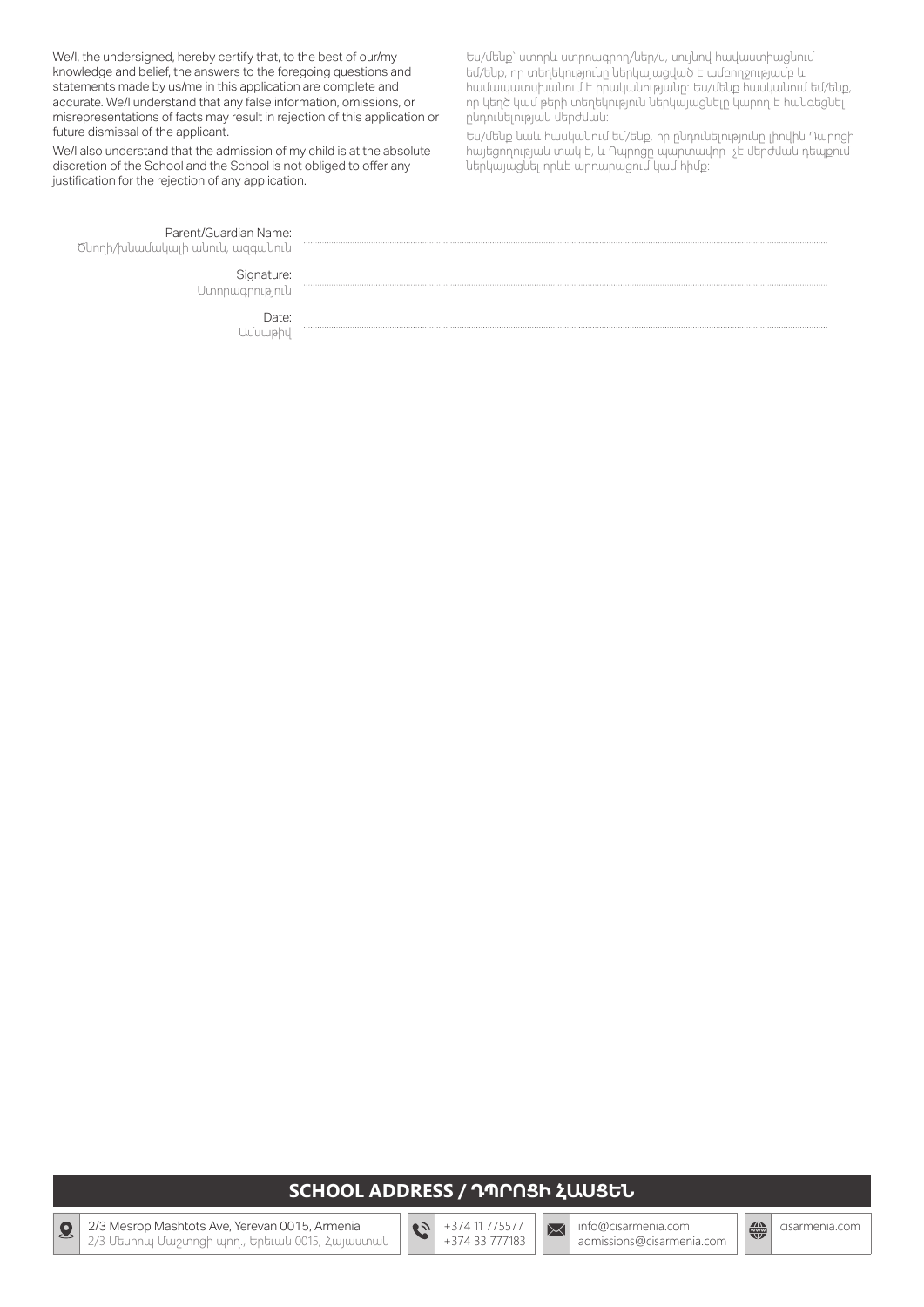We/I, the undersigned, hereby certify that, to the best of our/my knowledge and belief, the answers to the foregoing questions and statements made by us/me in this application are complete and accurate. We/I understand that any false information, omissions, or misrepresentations of facts may result in rejection of this application or future dismissal of the applicant.

We/I also understand that the admission of my child is at the absolute discretion of the School and the School is not obliged to offer any justification for the rejection of any application.

Ես/մենք՝ ստորև ստորագրող/ներ/ս, սույնով հավաստիացնում եմ/ենք, որ տեղեկությունը ներկայացված է ամբողջությամբ և համապատասխանում է իրականությանը: Ես/մենք հասկանում եմ/ենք, որ կեղծ կամ թերի տեղեկություն ներկայացնելը կարող է հանգեցնել ընդունելության մերժման:

Ես/մենք նաև հասկանում եմ/ենք, որ ընդունելությունը լիովին Դպրոցի հայեցողության տակ է, և Դպրոցը պարտավոր չէ մերժման դեպքում ներկայացնել որևէ արդարացում կամ հիմք:

Parent/Guardian Name: / Ծնողի/խնամակալի անուն, ազգանուն ..............................

Signature: / Ստորագրություն ..............................

Date: / Ամսաթիվ ..............................

## SCHOOL ADDRESS / ԴՊՐՈՑԻ ՀԱՍՑԵՆ

2/3 Mesrop Mashtots Ave, Yerevan 0015, Armenia
2/3 Մեսրոպ Մաշտոցի պող., Երևան 0015, Հայաստան

+374 11 775577
+374 33 777183

info@cisarmenia.com
admissions@cisarmenia.com

cisarmenia.com